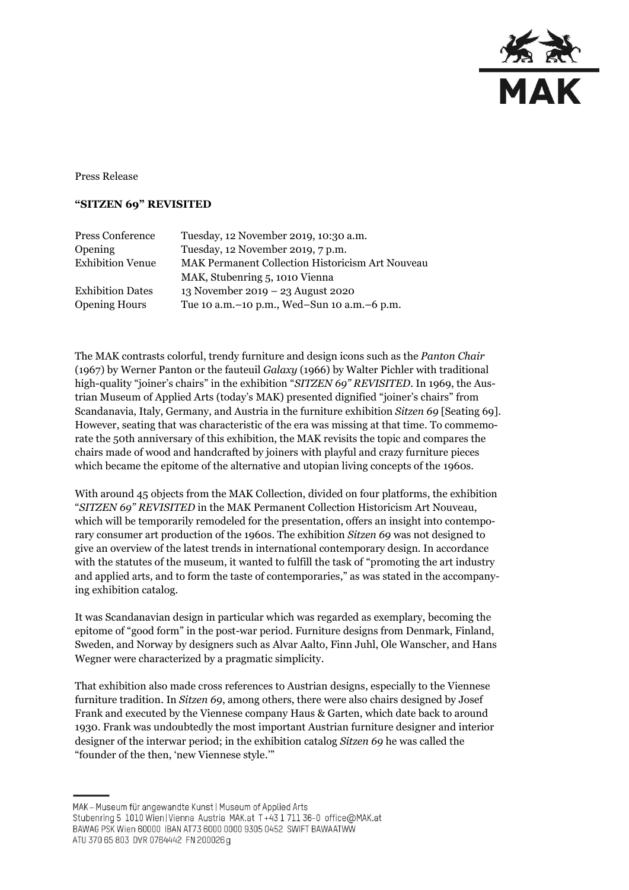Press Release

## **"SITZEN 69" REVISITED**

| | |
|---|---|
| Press Conference | Tuesday, 12 November 2019, 10:30 a.m. |
| Opening | Tuesday, 12 November 2019, 7 p.m. |
| Exhibition Venue | MAK Permanent Collection Historicism Art Nouveau<br>MAK, Stubenring 5, 1010 Vienna |
| Exhibition Dates | 13 November 2019 – 23 August 2020 |
| Opening Hours | Tue 10 a.m.–10 p.m., Wed–Sun 10 a.m.–6 p.m. |

The MAK contrasts colorful, trendy furniture and design icons such as the *Panton Chair* (1967) by Werner Panton or the fauteuil *Galaxy* (1966) by Walter Pichler with traditional high-quality "joiner's chairs" in the exhibition "*SITZEN 69" REVISITED*. In 1969, the Austrian Museum of Applied Arts (today's MAK) presented dignified "joiner's chairs" from Scandanavia, Italy, Germany, and Austria in the furniture exhibition *Sitzen 69* [Seating 69]. However, seating that was characteristic of the era was missing at that time. To commemorate the 50th anniversary of this exhibition, the MAK revisits the topic and compares the chairs made of wood and handcrafted by joiners with playful and crazy furniture pieces which became the epitome of the alternative and utopian living concepts of the 1960s.

With around 45 objects from the MAK Collection, divided on four platforms, the exhibition "*SITZEN 69" REVISITED* in the MAK Permanent Collection Historicism Art Nouveau, which will be temporarily remodeled for the presentation, offers an insight into contemporary consumer art production of the 1960s. The exhibition *Sitzen 69* was not designed to give an overview of the latest trends in international contemporary design. In accordance with the statutes of the museum, it wanted to fulfill the task of "promoting the art industry and applied arts, and to form the taste of contemporaries," as was stated in the accompanying exhibition catalog.

It was Scandanavian design in particular which was regarded as exemplary, becoming the epitome of "good form" in the post-war period. Furniture designs from Denmark, Finland, Sweden, and Norway by designers such as Alvar Aalto, Finn Juhl, Ole Wanscher, and Hans Wegner were characterized by a pragmatic simplicity.

That exhibition also made cross references to Austrian designs, especially to the Viennese furniture tradition. In *Sitzen 69*, among others, there were also chairs designed by Josef Frank and executed by the Viennese company Haus & Garten, which date back to around 1930. Frank was undoubtedly the most important Austrian furniture designer and interior designer of the interwar period; in the exhibition catalog *Sitzen 69* he was called the "founder of the then, 'new Viennese style.'"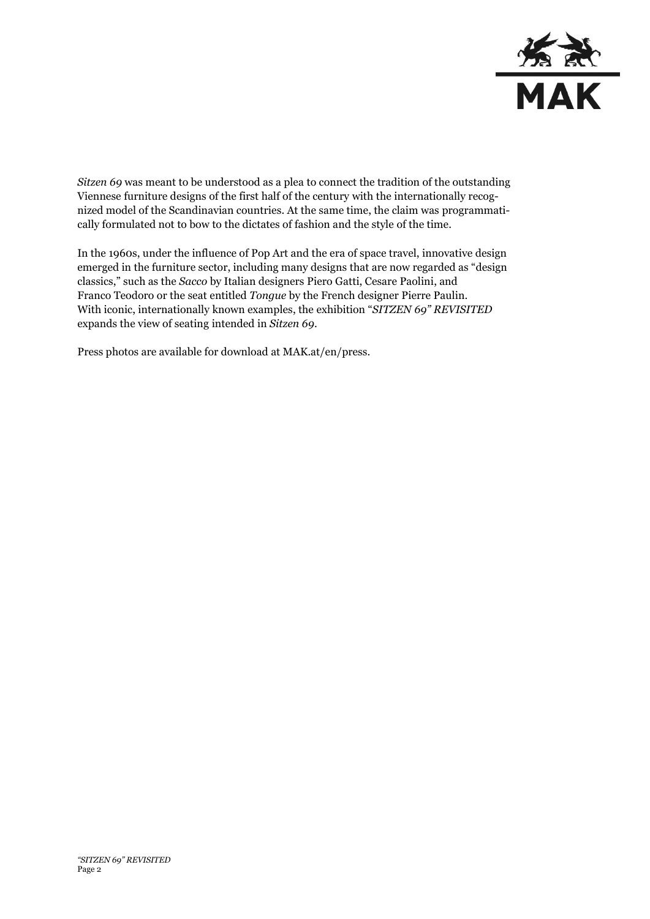*Sitzen 69* was meant to be understood as a plea to connect the tradition of the outstanding Viennese furniture designs of the first half of the century with the internationally recognized model of the Scandinavian countries. At the same time, the claim was programmatically formulated not to bow to the dictates of fashion and the style of the time.

In the 1960s, under the influence of Pop Art and the era of space travel, innovative design emerged in the furniture sector, including many designs that are now regarded as "design classics," such as the *Sacco* by Italian designers Piero Gatti, Cesare Paolini, and Franco Teodoro or the seat entitled *Tongue* by the French designer Pierre Paulin. With iconic, internationally known examples, the exhibition "*SITZEN 69" REVISITED* expands the view of seating intended in *Sitzen 69*.

Press photos are available for download at MAK.at/en/press.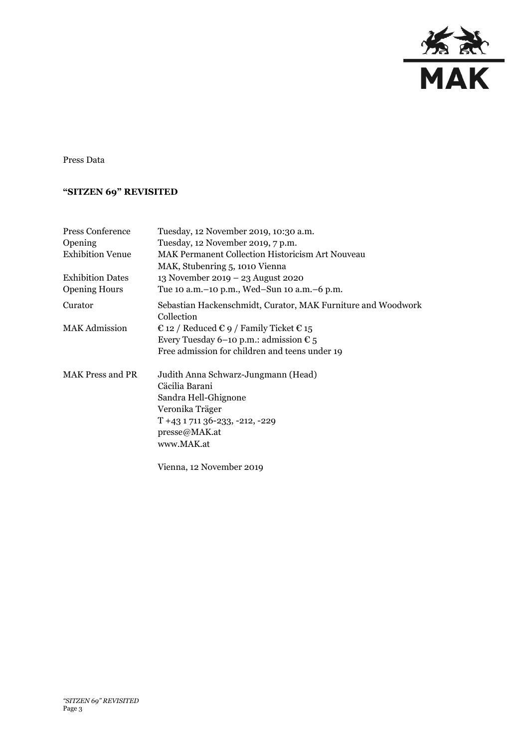Press Data

**"SITZEN 69" REVISITED**

| | |
|---|---|
| Press Conference | Tuesday, 12 November 2019, 10:30 a.m. |
| Opening | Tuesday, 12 November 2019, 7 p.m. |
| Exhibition Venue | MAK Permanent Collection Historicism Art Nouveau<br>MAK, Stubenring 5, 1010 Vienna |
| Exhibition Dates | 13 November 2019 – 23 August 2020 |
| Opening Hours | Tue 10 a.m.–10 p.m., Wed–Sun 10 a.m.–6 p.m. |
| Curator | Sebastian Hackenschmidt, Curator, MAK Furniture and Woodwork Collection |
| MAK Admission | € 12 / Reduced € 9 / Family Ticket € 15<br>Every Tuesday 6–10 p.m.: admission € 5<br>Free admission for children and teens under 19 |
| MAK Press and PR | Judith Anna Schwarz-Jungmann (Head)<br>Cäcilia Barani<br>Sandra Hell-Ghignone<br>Veronika Träger<br>T +43 1 711 36-233, -212, -229<br>presse@MAK.at<br>www.MAK.at |

Vienna, 12 November 2019